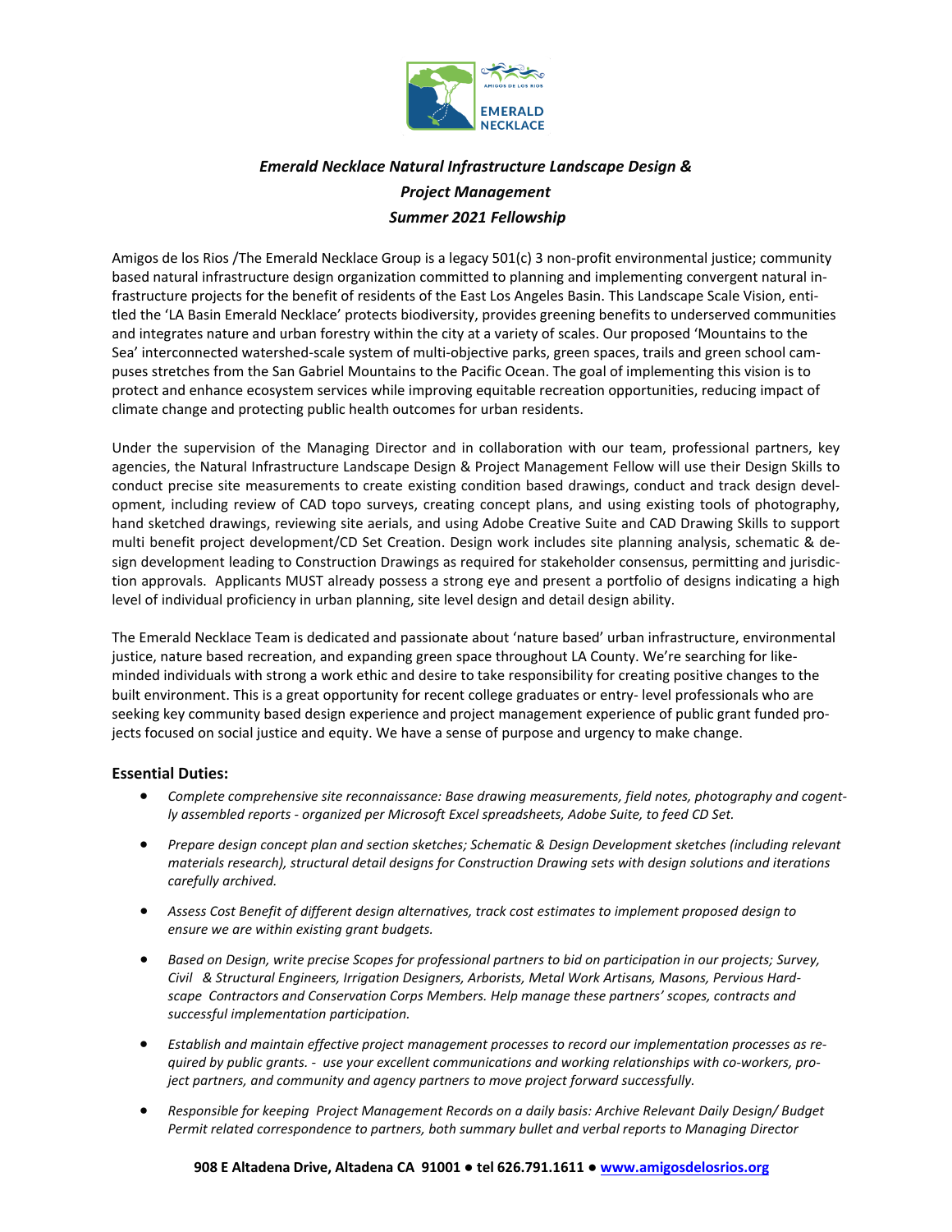***Emerald Necklace Natural Infrastructure Landscape Design & Project Management***

***Summer 2021 Fellowship***

Amigos de los Rios /The Emerald Necklace Group is a legacy 501(c) 3 non-profit environmental justice; community based natural infrastructure design organization committed to planning and implementing convergent natural infrastructure projects for the benefit of residents of the East Los Angeles Basin. This Landscape Scale Vision, entitled the 'LA Basin Emerald Necklace' protects biodiversity, provides greening benefits to underserved communities and integrates nature and urban forestry within the city at a variety of scales. Our proposed 'Mountains to the Sea' interconnected watershed-scale system of multi-objective parks, green spaces, trails and green school campuses stretches from the San Gabriel Mountains to the Pacific Ocean. The goal of implementing this vision is to protect and enhance ecosystem services while improving equitable recreation opportunities, reducing impact of climate change and protecting public health outcomes for urban residents.

Under the supervision of the Managing Director and in collaboration with our team, professional partners, key agencies, the Natural Infrastructure Landscape Design & Project Management Fellow will use their Design Skills to conduct precise site measurements to create existing condition based drawings, conduct and track design development, including review of CAD topo surveys, creating concept plans, and using existing tools of photography, hand sketched drawings, reviewing site aerials, and using Adobe Creative Suite and CAD Drawing Skills to support multi benefit project development/CD Set Creation. Design work includes site planning analysis, schematic & design development leading to Construction Drawings as required for stakeholder consensus, permitting and jurisdiction approvals. Applicants MUST already possess a strong eye and present a portfolio of designs indicating a high level of individual proficiency in urban planning, site level design and detail design ability.

The Emerald Necklace Team is dedicated and passionate about 'nature based' urban infrastructure, environmental justice, nature based recreation, and expanding green space throughout LA County. We're searching for like-minded individuals with strong a work ethic and desire to take responsibility for creating positive changes to the built environment. This is a great opportunity for recent college graduates or entry- level professionals who are seeking key community based design experience and project management experience of public grant funded projects focused on social justice and equity. We have a sense of purpose and urgency to make change.

### Essential Duties:

- *Complete comprehensive site reconnaissance: Base drawing measurements, field notes, photography and cogently assembled reports - organized per Microsoft Excel spreadsheets, Adobe Suite, to feed CD Set.*
- *Prepare design concept plan and section sketches; Schematic & Design Development sketches (including relevant materials research), structural detail designs for Construction Drawing sets with design solutions and iterations carefully archived.*
- *Assess Cost Benefit of different design alternatives, track cost estimates to implement proposed design to ensure we are within existing grant budgets.*
- *Based on Design, write precise Scopes for professional partners to bid on participation in our projects; Survey, Civil & Structural Engineers, Irrigation Designers, Arborists, Metal Work Artisans, Masons, Pervious Hardscape Contractors and Conservation Corps Members. Help manage these partners' scopes, contracts and successful implementation participation.*
- *Establish and maintain effective project management processes to record our implementation processes as required by public grants. - use your excellent communications and working relationships with co-workers, project partners, and community and agency partners to move project forward successfully.*
- *Responsible for keeping Project Management Records on a daily basis: Archive Relevant Daily Design/ Budget Permit related correspondence to partners, both summary bullet and verbal reports to Managing Director*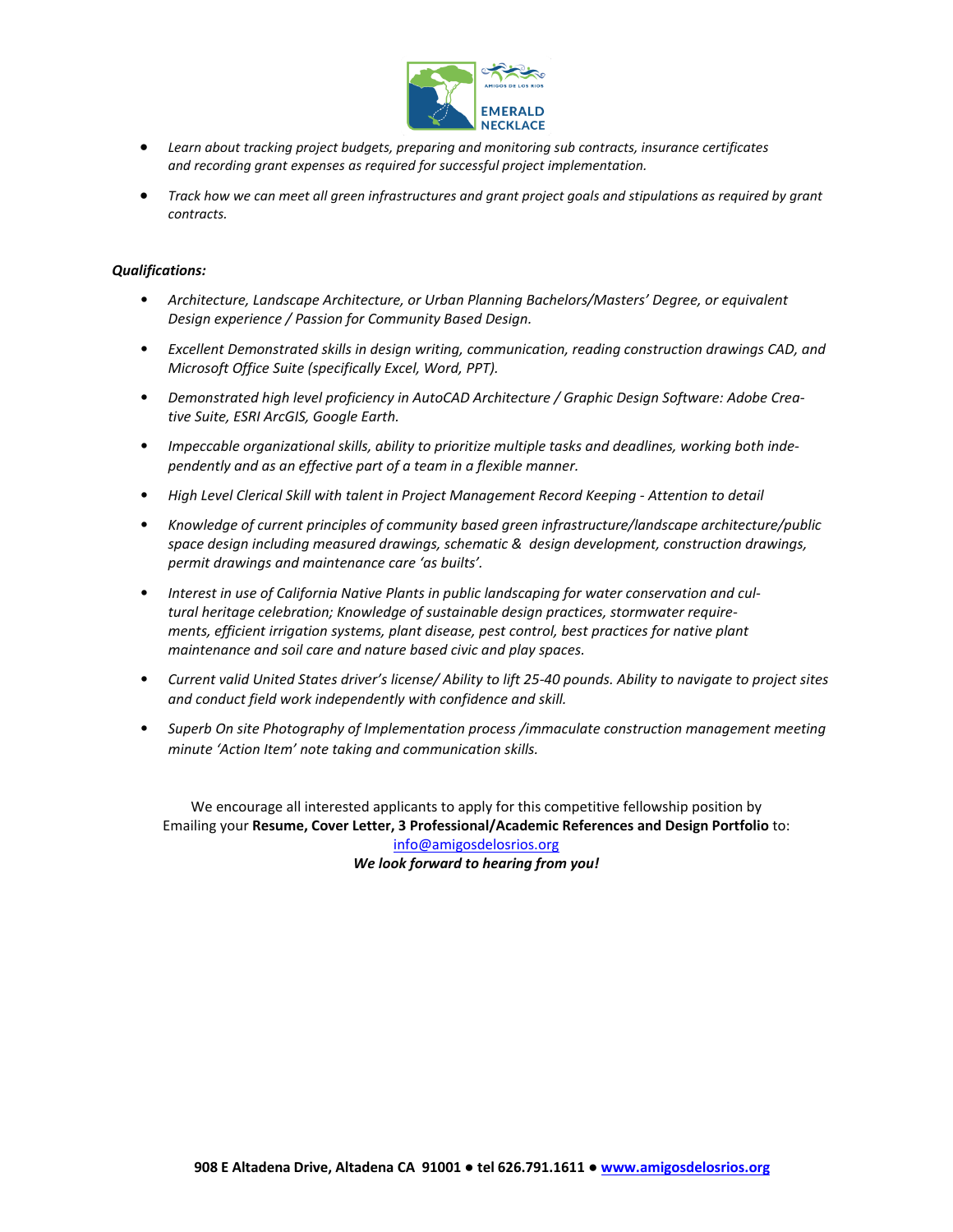- *Learn about tracking project budgets, preparing and monitoring sub contracts, insurance certificates and recording grant expenses as required for successful project implementation.*
- *Track how we can meet all green infrastructures and grant project goals and stipulations as required by grant contracts.*

***Qualifications:***

- *Architecture, Landscape Architecture, or Urban Planning Bachelors/Masters' Degree, or equivalent Design experience / Passion for Community Based Design.*
- *Excellent Demonstrated skills in design writing, communication, reading construction drawings CAD, and Microsoft Office Suite (specifically Excel, Word, PPT).*
- *Demonstrated high level proficiency in AutoCAD Architecture / Graphic Design Software: Adobe Creative Suite, ESRI ArcGIS, Google Earth.*
- *Impeccable organizational skills, ability to prioritize multiple tasks and deadlines, working both independently and as an effective part of a team in a flexible manner.*
- *High Level Clerical Skill with talent in Project Management Record Keeping - Attention to detail*
- *Knowledge of current principles of community based green infrastructure/landscape architecture/public space design including measured drawings, schematic & design development, construction drawings, permit drawings and maintenance care 'as builts'.*
- *Interest in use of California Native Plants in public landscaping for water conservation and cultural heritage celebration; Knowledge of sustainable design practices, stormwater requirements, efficient irrigation systems, plant disease, pest control, best practices for native plant maintenance and soil care and nature based civic and play spaces.*
- *Current valid United States driver's license/ Ability to lift 25-40 pounds. Ability to navigate to project sites and conduct field work independently with confidence and skill.*
- *Superb On site Photography of Implementation process /immaculate construction management meeting minute 'Action Item' note taking and communication skills.*

We encourage all interested applicants to apply for this competitive fellowship position by Emailing your **Resume, Cover Letter, 3 Professional/Academic References and Design Portfolio** to:
info@amigosdelosrios.org
***We look forward to hearing from you!***

**908 E Altadena Drive, Altadena CA 91001 ● tel 626.791.1611 ● www.amigosdelosrios.org**